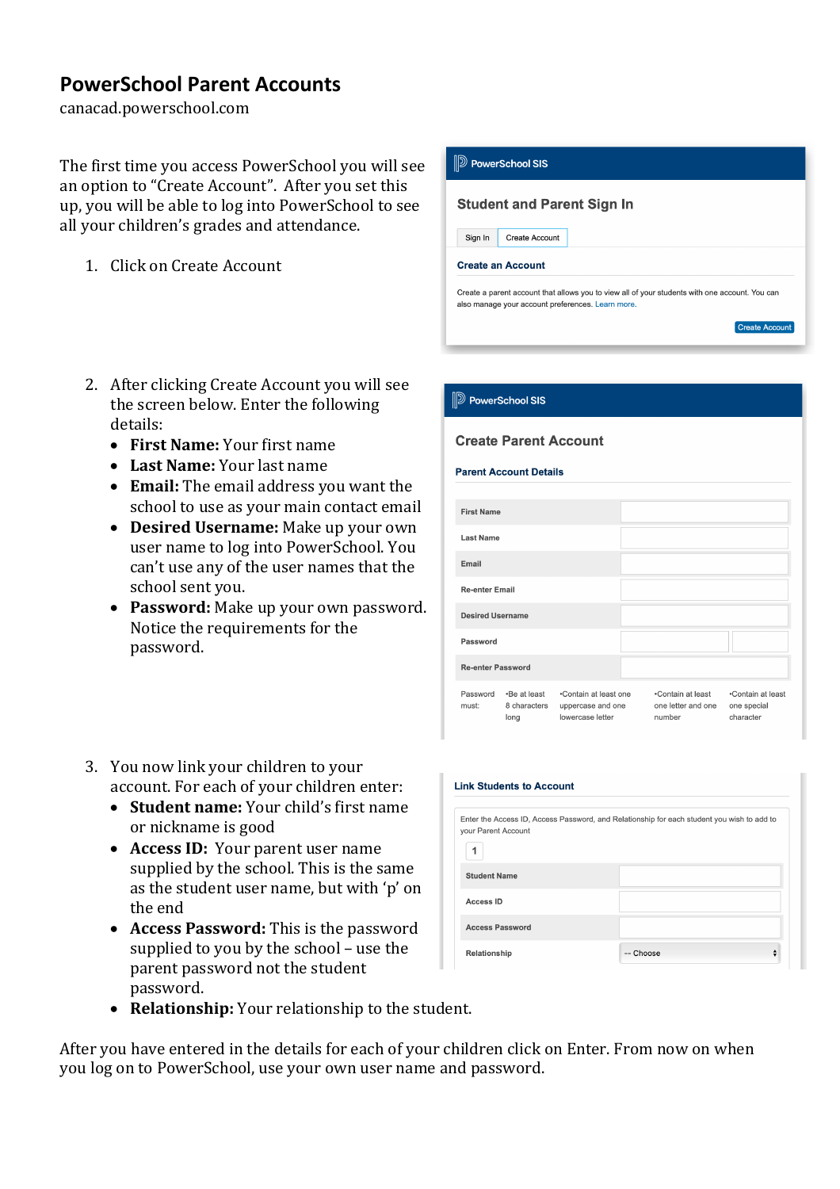# PowerSchool Parent Accounts

canacad.powerschool.com

The first time you access PowerSchool you will see an option to "Create Account". After you set this up, you will be able to log into PowerSchool to see all your children's grades and attendance.

1. Click on Create Account

2. After clicking Create Account you will see the screen below. Enter the following details:
   - **First Name:** Your first name
   - **Last Name:** Your last name
   - **Email:** The email address you want the school to use as your main contact email
   - **Desired Username:** Make up your own user name to log into PowerSchool. You can't use any of the user names that the school sent you.
   - **Password:** Make up your own password. Notice the requirements for the password.

3. You now link your children to your account. For each of your children enter:
   - **Student name:** Your child's first name or nickname is good
   - **Access ID:** Your parent user name supplied by the school. This is the same as the student user name, but with 'p' on the end
   - **Access Password:** This is the password supplied to you by the school – use the parent password not the student password.
   - **Relationship:** Your relationship to the student.

After you have entered in the details for each of your children click on Enter. From now on when you log on to PowerSchool, use your own user name and password.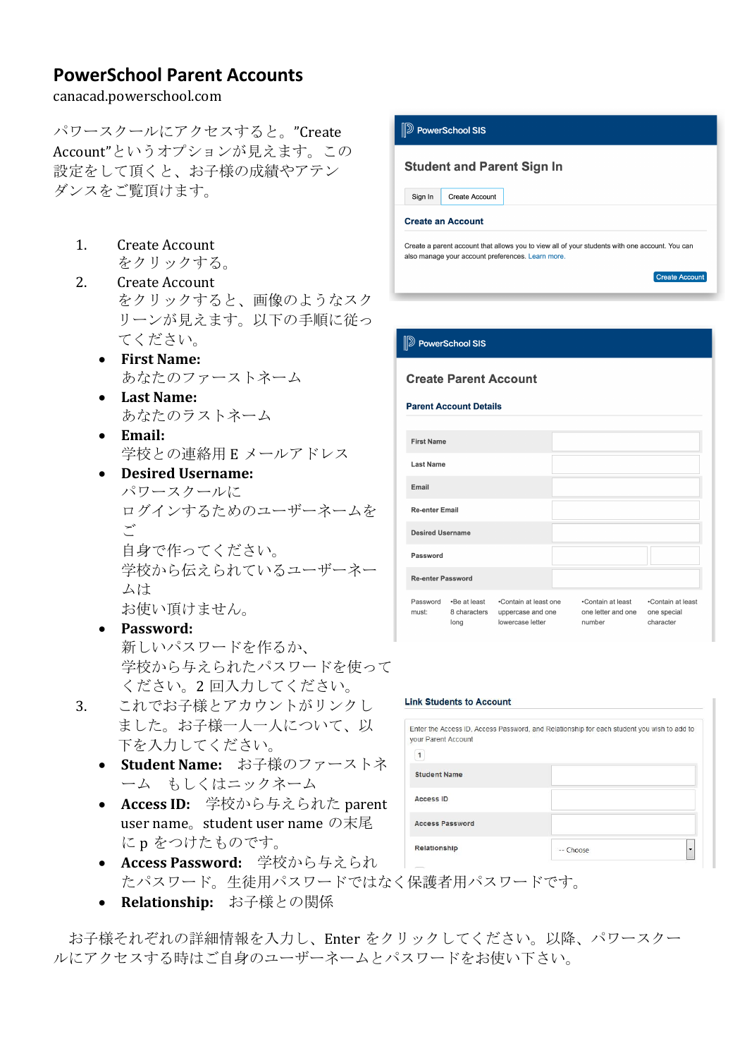# PowerSchool Parent Accounts

canacad.powerschool.com

パワースクールにアクセスすると。"Create Account"というオプションが見えます。この設定をして頂くと、お子様の成績やアテンダンスをご覧頂けます。

PowerSchool SIS

Student and Parent Sign In

Sign In | Create Account

Create an Account

Create a parent account that allows you to view all of your students with one account. You can also manage your account preferences. Learn more.

Create Account

1. Create Account をクリックする。
2. Create Account をクリックすると、画像のようなスクリーンが見えます。以下の手順に従ってください。
   - **First Name:** あなたのファーストネーム
   - **Last Name:** あなたのラストネーム
   - **Email:** 学校との連絡用 E メールアドレス
   - **Desired Username:** パワースクールにログインするためのユーザーネームをご自身で作ってください。学校から伝えられているユーザーネームはお使い頂けません。
   - **Password:** 新しいパスワードを作るか、学校から与えられたパスワードを使ってください。2 回入力してください。
3. これでお子様とアカウントがリンクしました。お子様一人一人について、以下を入力してください。
   - **Student Name:** お子様のファーストネーム もしくはニックネーム
   - **Access ID:** 学校から与えられた parent user name。student user name の末尾に p をつけたものです。
   - **Access Password:** 学校から与えられたパスワード。生徒用パスワードではなく保護者用パスワードです。
   - **Relationship:** お子様との関係

PowerSchool SIS

Create Parent Account

Parent Account Details

First Name

Last Name

Email

Re-enter Email

Desired Username

Password

Re-enter Password

Password must: •Be at least 8 characters long •Contain at least one uppercase and one lowercase letter •Contain at least one letter and one number •Contain at least one special character

Link Students to Account

Enter the Access ID, Access Password, and Relationship for each student you wish to add to your Parent Account

1

Student Name

Access ID

Access Password

Relationship -- Choose

お子様それぞれの詳細情報を入力し、Enter をクリックしてください。以降、パワースクールにアクセスする時はご自身のユーザーネームとパスワードをお使い下さい。